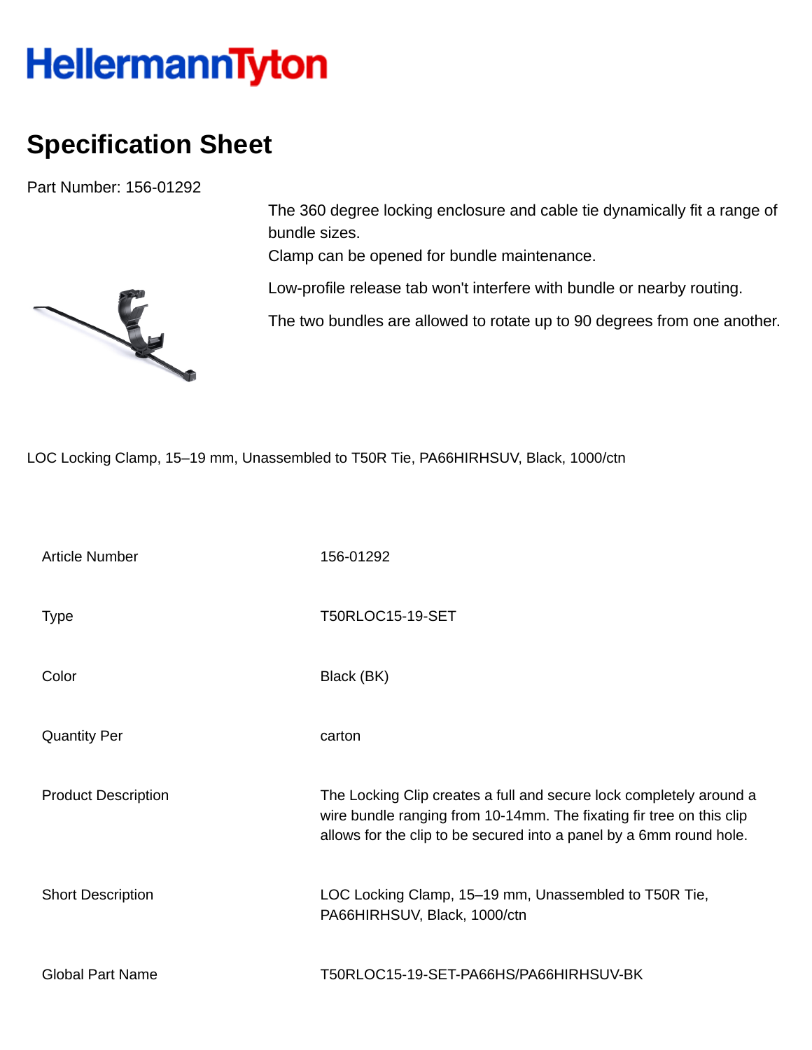HellermannTyton

# Specification Sheet

Part Number: 156-01292

The 360 degree locking enclosure and cable tie dynamically fit a range of bundle sizes.
Clamp can be opened for bundle maintenance.

Low-profile release tab won't interfere with bundle or nearby routing.

The two bundles are allowed to rotate up to 90 degrees from one another.

LOC Locking Clamp, 15–19 mm, Unassembled to T50R Tie, PA66HIRHSUV, Black, 1000/ctn

| | |
|---|---|
| Article Number | 156-01292 |
| Type | T50RLOC15-19-SET |
| Color | Black (BK) |
| Quantity Per | carton |
| Product Description | The Locking Clip creates a full and secure lock completely around a wire bundle ranging from 10-14mm. The fixating fir tree on this clip allows for the clip to be secured into a panel by a 6mm round hole. |
| Short Description | LOC Locking Clamp, 15–19 mm, Unassembled to T50R Tie, PA66HIRHSUV, Black, 1000/ctn |
| Global Part Name | T50RLOC15-19-SET-PA66HS/PA66HIRHSUV-BK |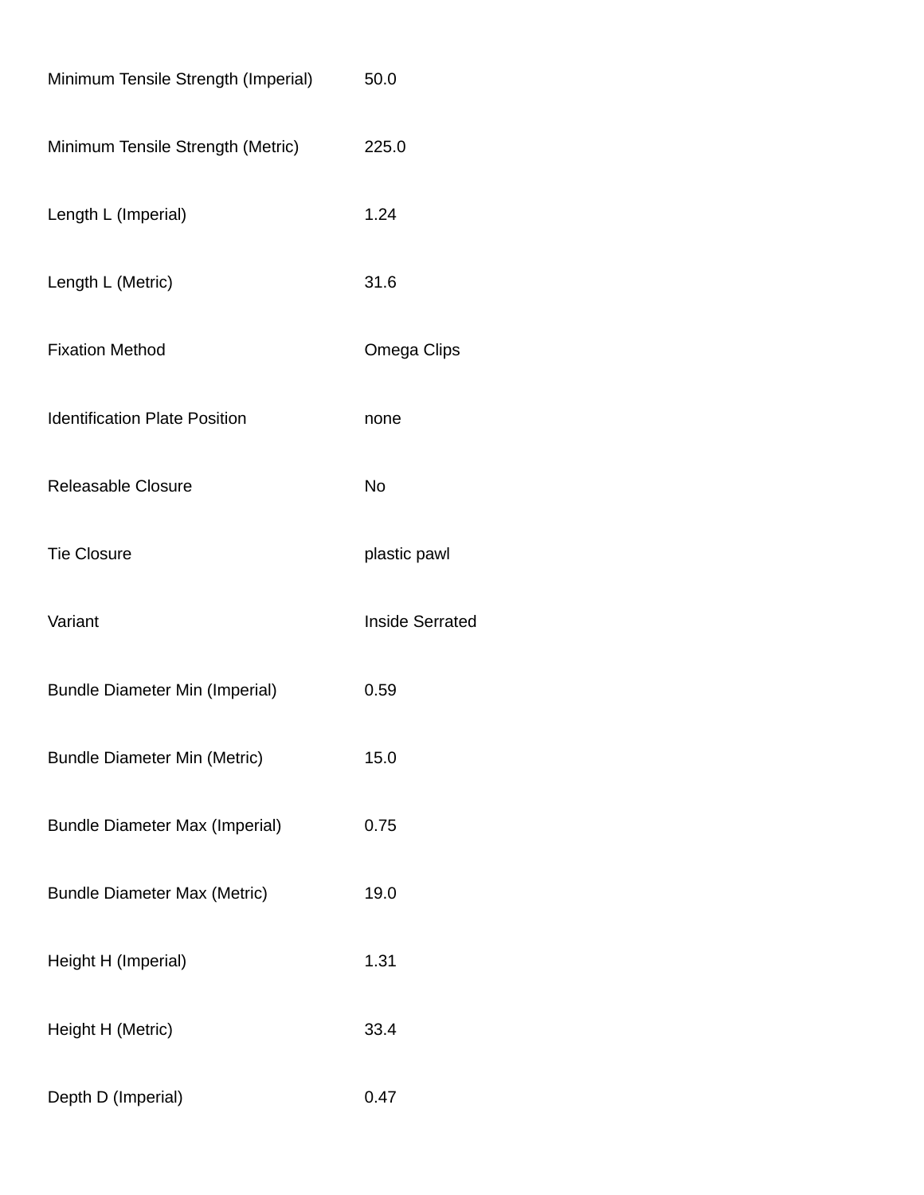| | |
|---|---|
| Minimum Tensile Strength (Imperial) | 50.0 |
| Minimum Tensile Strength (Metric) | 225.0 |
| Length L (Imperial) | 1.24 |
| Length L (Metric) | 31.6 |
| Fixation Method | Omega Clips |
| Identification Plate Position | none |
| Releasable Closure | No |
| Tie Closure | plastic pawl |
| Variant | Inside Serrated |
| Bundle Diameter Min (Imperial) | 0.59 |
| Bundle Diameter Min (Metric) | 15.0 |
| Bundle Diameter Max (Imperial) | 0.75 |
| Bundle Diameter Max (Metric) | 19.0 |
| Height H (Imperial) | 1.31 |
| Height H (Metric) | 33.4 |
| Depth D (Imperial) | 0.47 |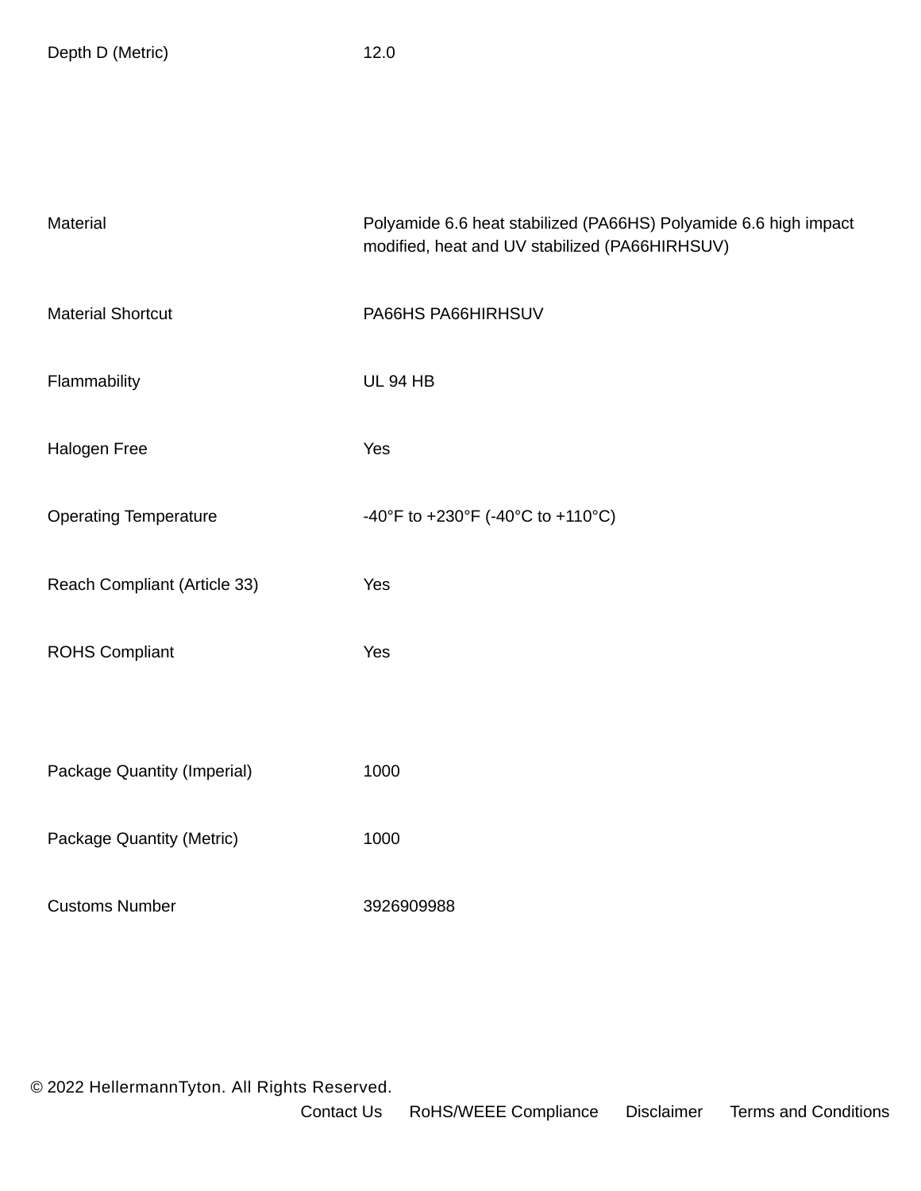| | |
|---|---|
| Depth D (Metric) | 12.0 |

| | |
|---|---|
| Material | Polyamide 6.6 heat stabilized (PA66HS) Polyamide 6.6 high impact modified, heat and UV stabilized (PA66HIRHSUV) |
| Material Shortcut | PA66HS PA66HIRHSUV |
| Flammability | UL 94 HB |
| Halogen Free | Yes |
| Operating Temperature | -40°F to +230°F (-40°C to +110°C) |
| Reach Compliant (Article 33) | Yes |
| ROHS Compliant | Yes |

| | |
|---|---|
| Package Quantity (Imperial) | 1000 |
| Package Quantity (Metric) | 1000 |
| Customs Number | 3926909988 |

© 2022 HellermannTyton. All Rights Reserved.

Contact Us RoHS/WEEE Compliance Disclaimer Terms and Conditions